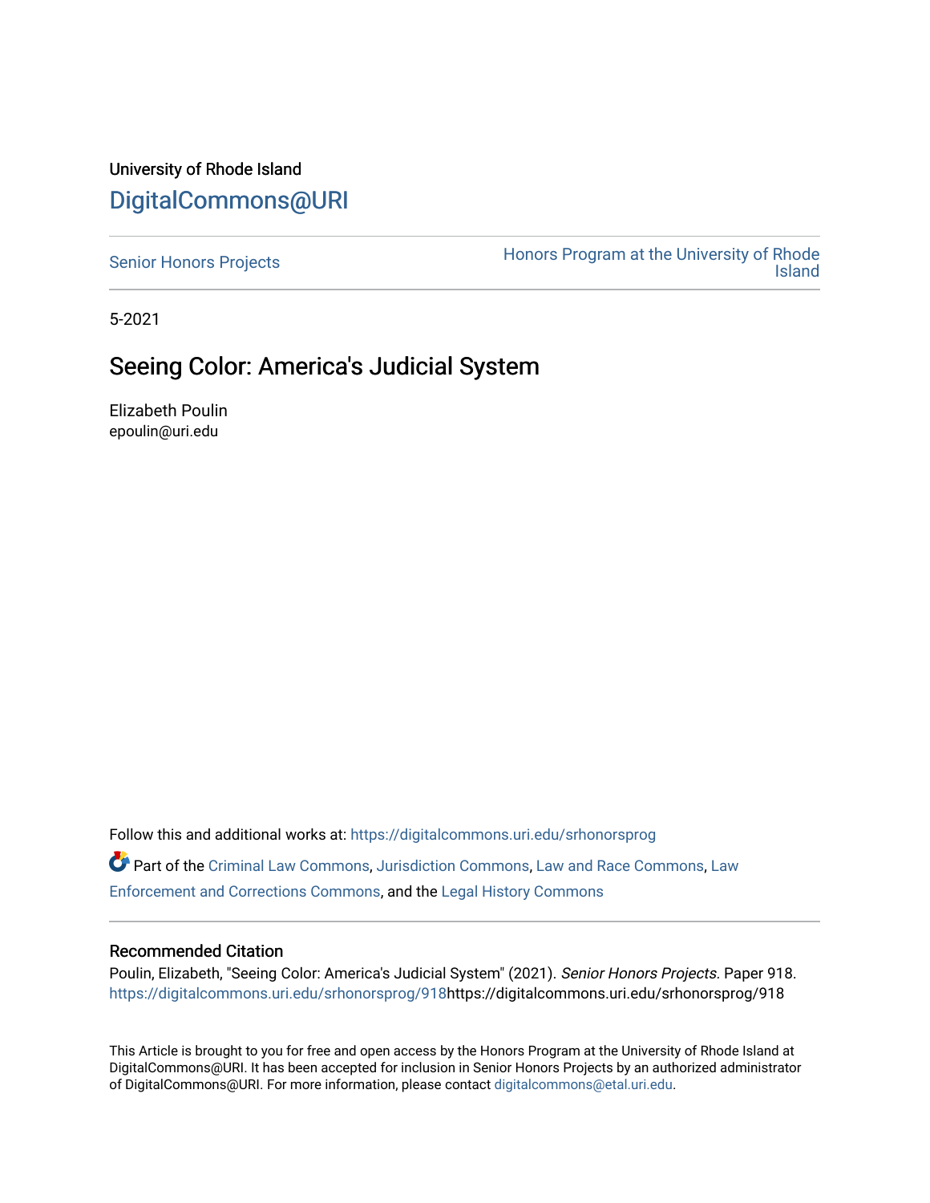University of Rhode Island

# DigitalCommons@URI

Senior Honors Projects | Honors Program at the University of Rhode Island

5-2021

## Seeing Color: America's Judicial System

Elizabeth Poulin
epoulin@uri.edu

Follow this and additional works at: https://digitalcommons.uri.edu/srhonorsprog

Part of the Criminal Law Commons, Jurisdiction Commons, Law and Race Commons, Law Enforcement and Corrections Commons, and the Legal History Commons

### Recommended Citation

Poulin, Elizabeth, "Seeing Color: America's Judicial System" (2021). *Senior Honors Projects.* Paper 918.
https://digitalcommons.uri.edu/srhonorsprog/918https://digitalcommons.uri.edu/srhonorsprog/918

This Article is brought to you for free and open access by the Honors Program at the University of Rhode Island at DigitalCommons@URI. It has been accepted for inclusion in Senior Honors Projects by an authorized administrator of DigitalCommons@URI. For more information, please contact digitalcommons@etal.uri.edu.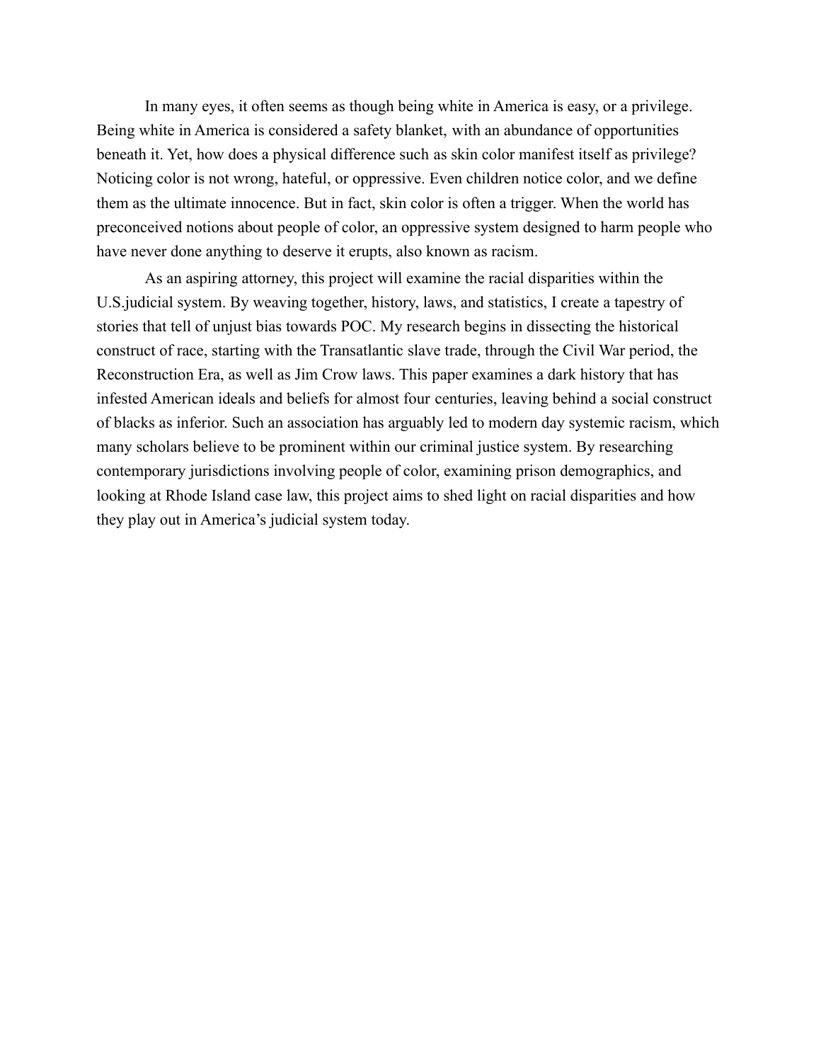In many eyes, it often seems as though being white in America is easy, or a privilege. Being white in America is considered a safety blanket, with an abundance of opportunities beneath it. Yet, how does a physical difference such as skin color manifest itself as privilege? Noticing color is not wrong, hateful, or oppressive. Even children notice color, and we define them as the ultimate innocence. But in fact, skin color is often a trigger. When the world has preconceived notions about people of color, an oppressive system designed to harm people who have never done anything to deserve it erupts, also known as racism.

As an aspiring attorney, this project will examine the racial disparities within the U.S.judicial system. By weaving together, history, laws, and statistics, I create a tapestry of stories that tell of unjust bias towards POC. My research begins in dissecting the historical construct of race, starting with the Transatlantic slave trade, through the Civil War period, the Reconstruction Era, as well as Jim Crow laws. This paper examines a dark history that has infested American ideals and beliefs for almost four centuries, leaving behind a social construct of blacks as inferior. Such an association has arguably led to modern day systemic racism, which many scholars believe to be prominent within our criminal justice system. By researching contemporary jurisdictions involving people of color, examining prison demographics, and looking at Rhode Island case law, this project aims to shed light on racial disparities and how they play out in America's judicial system today.